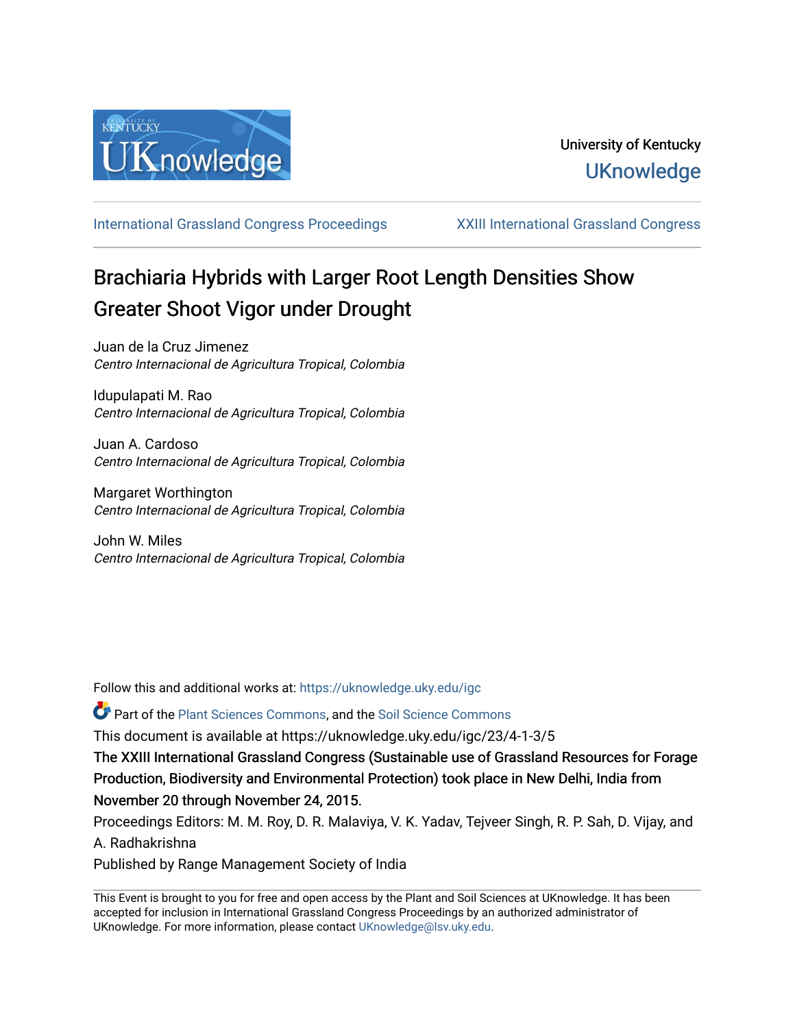University of Kentucky
UKnowledge

International Grassland Congress Proceedings | XXIII International Grassland Congress

# Brachiaria Hybrids with Larger Root Length Densities Show Greater Shoot Vigor under Drought

Juan de la Cruz Jimenez
*Centro Internacional de Agricultura Tropical, Colombia*

Idupulapati M. Rao
*Centro Internacional de Agricultura Tropical, Colombia*

Juan A. Cardoso
*Centro Internacional de Agricultura Tropical, Colombia*

Margaret Worthington
*Centro Internacional de Agricultura Tropical, Colombia*

John W. Miles
*Centro Internacional de Agricultura Tropical, Colombia*

Follow this and additional works at: https://uknowledge.uky.edu/igc

Part of the Plant Sciences Commons, and the Soil Science Commons

This document is available at https://uknowledge.uky.edu/igc/23/4-1-3/5

The XXIII International Grassland Congress (Sustainable use of Grassland Resources for Forage Production, Biodiversity and Environmental Protection) took place in New Delhi, India from November 20 through November 24, 2015.

Proceedings Editors: M. M. Roy, D. R. Malaviya, V. K. Yadav, Tejveer Singh, R. P. Sah, D. Vijay, and A. Radhakrishna

Published by Range Management Society of India

This Event is brought to you for free and open access by the Plant and Soil Sciences at UKnowledge. It has been accepted for inclusion in International Grassland Congress Proceedings by an authorized administrator of UKnowledge. For more information, please contact UKnowledge@lsv.uky.edu.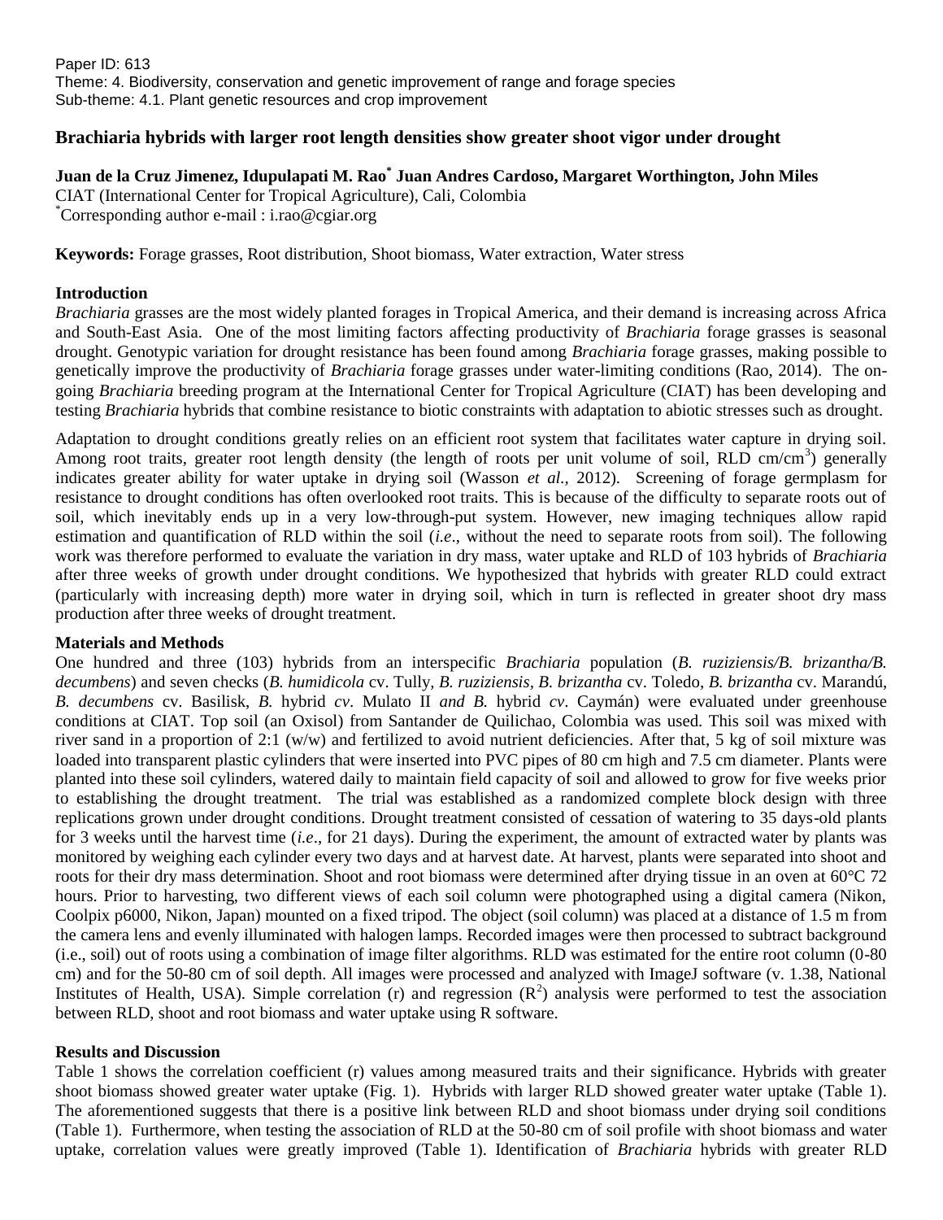Paper ID: 613
Theme: 4. Biodiversity, conservation and genetic improvement of range and forage species
Sub-theme: 4.1. Plant genetic resources and crop improvement

# Brachiaria hybrids with larger root length densities show greater shoot vigor under drought

**Juan de la Cruz Jimenez, Idupulapati M. Rao*, Juan Andres Cardoso, Margaret Worthington, John Miles**
CIAT (International Center for Tropical Agriculture), Cali, Colombia
*Corresponding author e-mail : i.rao@cgiar.org

**Keywords:** Forage grasses, Root distribution, Shoot biomass, Water extraction, Water stress

## Introduction

*Brachiaria* grasses are the most widely planted forages in Tropical America, and their demand is increasing across Africa and South-East Asia. One of the most limiting factors affecting productivity of *Brachiaria* forage grasses is seasonal drought. Genotypic variation for drought resistance has been found among *Brachiaria* forage grasses, making possible to genetically improve the productivity of *Brachiaria* forage grasses under water-limiting conditions (Rao, 2014). The on-going *Brachiaria* breeding program at the International Center for Tropical Agriculture (CIAT) has been developing and testing *Brachiaria* hybrids that combine resistance to biotic constraints with adaptation to abiotic stresses such as drought.

Adaptation to drought conditions greatly relies on an efficient root system that facilitates water capture in drying soil. Among root traits, greater root length density (the length of roots per unit volume of soil, RLD $cm/cm^3$) generally indicates greater ability for water uptake in drying soil (Wasson *et al.,* 2012). Screening of forage germplasm for resistance to drought conditions has often overlooked root traits. This is because of the difficulty to separate roots out of soil, which inevitably ends up in a very low-through-put system. However, new imaging techniques allow rapid estimation and quantification of RLD within the soil (*i.e*., without the need to separate roots from soil). The following work was therefore performed to evaluate the variation in dry mass, water uptake and RLD of 103 hybrids of *Brachiaria* after three weeks of growth under drought conditions. We hypothesized that hybrids with greater RLD could extract (particularly with increasing depth) more water in drying soil, which in turn is reflected in greater shoot dry mass production after three weeks of drought treatment.

## Materials and Methods

One hundred and three (103) hybrids from an interspecific *Brachiaria* population (*B. ruziziensis/B. brizantha/B. decumbens*) and seven checks (*B. humidicola* cv. Tully, *B. ruziziensis, B. brizantha* cv. Toledo, *B. brizantha* cv. Marandú, *B. decumbens* cv. Basilisk, *B.* hybrid *cv*. Mulato II *and B.* hybrid *cv*. Caymán) were evaluated under greenhouse conditions at CIAT. Top soil (an Oxisol) from Santander de Quilichao, Colombia was used. This soil was mixed with river sand in a proportion of 2:1 (w/w) and fertilized to avoid nutrient deficiencies. After that, 5 kg of soil mixture was loaded into transparent plastic cylinders that were inserted into PVC pipes of 80 cm high and 7.5 cm diameter. Plants were planted into these soil cylinders, watered daily to maintain field capacity of soil and allowed to grow for five weeks prior to establishing the drought treatment. The trial was established as a randomized complete block design with three replications grown under drought conditions. Drought treatment consisted of cessation of watering to 35 days-old plants for 3 weeks until the harvest time (*i.e*., for 21 days). During the experiment, the amount of extracted water by plants was monitored by weighing each cylinder every two days and at harvest date. At harvest, plants were separated into shoot and roots for their dry mass determination. Shoot and root biomass were determined after drying tissue in an oven at 60°C 72 hours. Prior to harvesting, two different views of each soil column were photographed using a digital camera (Nikon, Coolpix p6000, Nikon, Japan) mounted on a fixed tripod. The object (soil column) was placed at a distance of 1.5 m from the camera lens and evenly illuminated with halogen lamps. Recorded images were then processed to subtract background (i.e., soil) out of roots using a combination of image filter algorithms. RLD was estimated for the entire root column (0-80 cm) and for the 50-80 cm of soil depth. All images were processed and analyzed with ImageJ software (v. 1.38, National Institutes of Health, USA). Simple correlation (r) and regression ($R^2$) analysis were performed to test the association between RLD, shoot and root biomass and water uptake using R software.

## Results and Discussion

Table 1 shows the correlation coefficient (r) values among measured traits and their significance. Hybrids with greater shoot biomass showed greater water uptake (Fig. 1). Hybrids with larger RLD showed greater water uptake (Table 1). The aforementioned suggests that there is a positive link between RLD and shoot biomass under drying soil conditions (Table 1). Furthermore, when testing the association of RLD at the 50-80 cm of soil profile with shoot biomass and water uptake, correlation values were greatly improved (Table 1). Identification of *Brachiaria* hybrids with greater RLD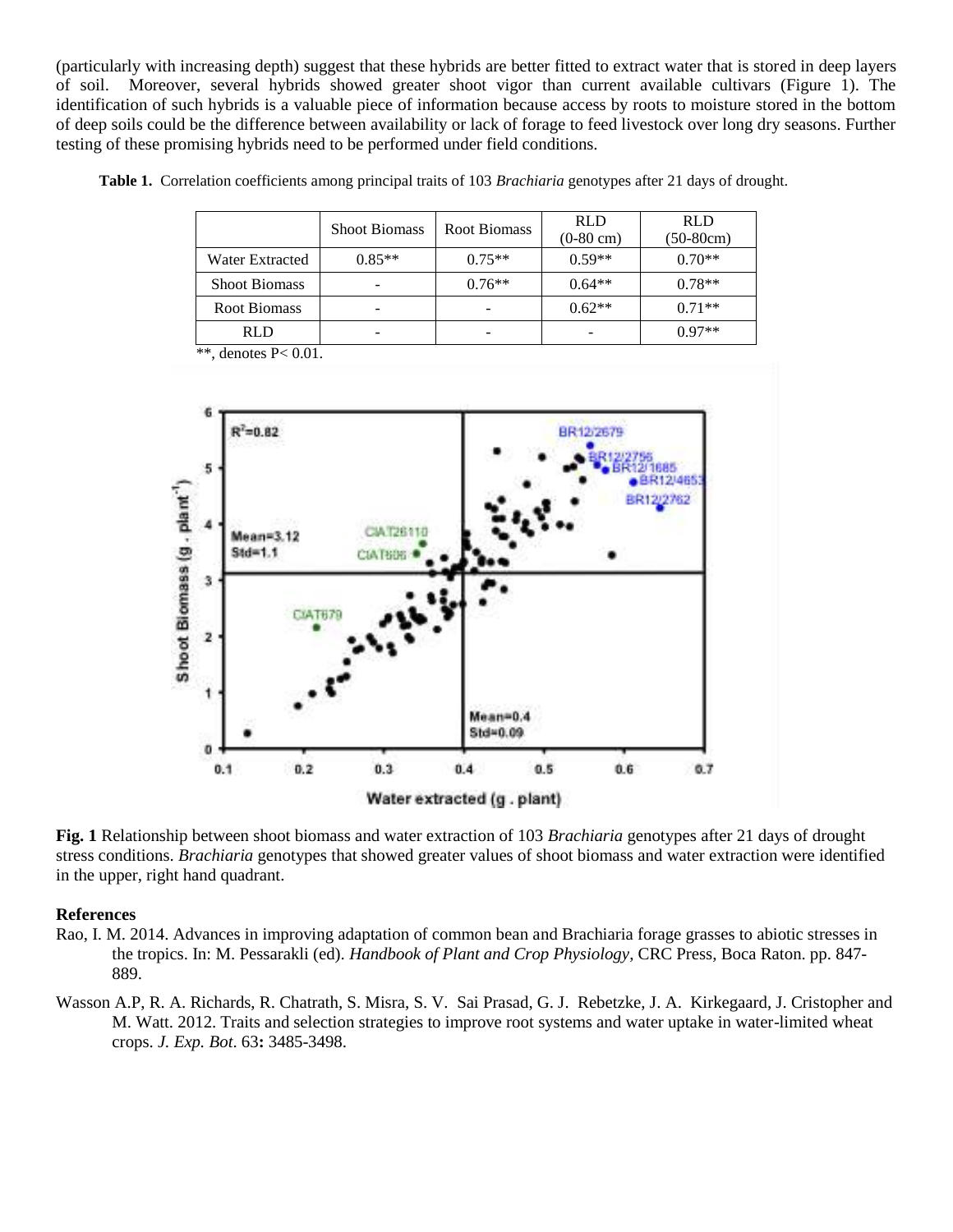(particularly with increasing depth) suggest that these hybrids are better fitted to extract water that is stored in deep layers of soil. Moreover, several hybrids showed greater shoot vigor than current available cultivars (Figure 1). The identification of such hybrids is a valuable piece of information because access by roots to moisture stored in the bottom of deep soils could be the difference between availability or lack of forage to feed livestock over long dry seasons. Further testing of these promising hybrids need to be performed under field conditions.

**Table 1.** Correlation coefficients among principal traits of 103 *Brachiaria* genotypes after 21 days of drought.

| | Shoot Biomass | Root Biomass | RLD (0-80 cm) | RLD (50-80cm) |
|---|---|---|---|---|
| Water Extracted | 0.85** | 0.75** | 0.59** | 0.70** |
| Shoot Biomass | - | 0.76** | 0.64** | 0.78** |
| Root Biomass | - | - | 0.62** | 0.71** |
| RLD | - | - | - | 0.97** |

**, denotes P< 0.01.

$R^2$=0.82

Mean=3.12
Std=1.1

Mean=0.4
Std=0.09

BR12/2679
BR12/2756
BR12/1685
BR12/4653
BR12/2762
CIAT26110
CIAT606
CIAT679

Shoot Biomass (g . plant$^{-1}$)

Water extracted (g . plant)

**Fig. 1** Relationship between shoot biomass and water extraction of 103 *Brachiaria* genotypes after 21 days of drought stress conditions. *Brachiaria* genotypes that showed greater values of shoot biomass and water extraction were identified in the upper, right hand quadrant.

## References

Rao, I. M. 2014. Advances in improving adaptation of common bean and Brachiaria forage grasses to abiotic stresses in the tropics. In: M. Pessarakli (ed). *Handbook of Plant and Crop Physiology*, CRC Press, Boca Raton. pp. 847-889.

Wasson A.P, R. A. Richards, R. Chatrath, S. Misra, S. V. Sai Prasad, G. J. Rebetzke, J. A. Kirkegaard, J. Cristopher and M. Watt. 2012. Traits and selection strategies to improve root systems and water uptake in water-limited wheat crops. *J. Exp. Bot.* 63**:** 3485-3498.